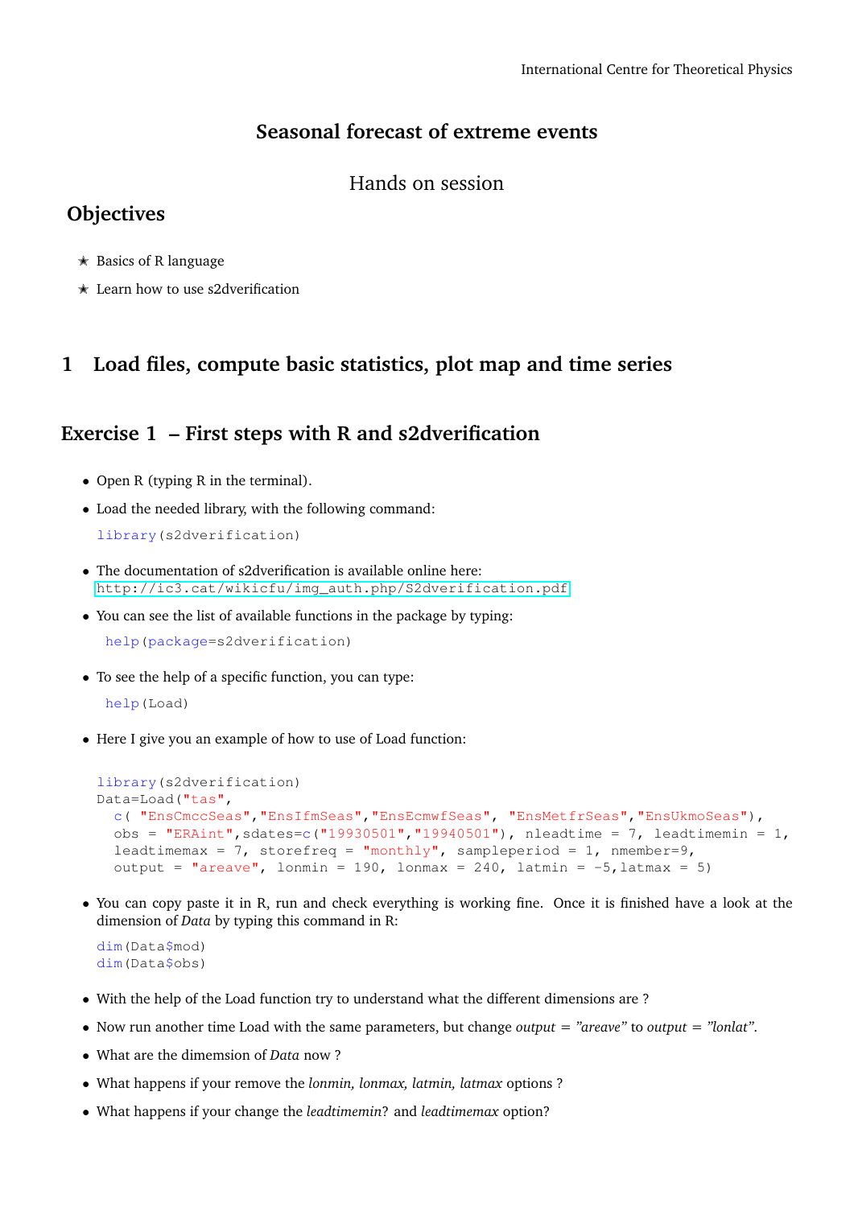International Centre for Theoretical Physics

# Seasonal forecast of extreme events

Hands on session

## Objectives

- ⋆ Basics of R language
- ⋆ Learn how to use s2dverification

# 1 Load files, compute basic statistics, plot map and time series

## Exercise 1 – First steps with R and s2dverification

- Open R (typing R in the terminal).
- Load the needed library, with the following command:

```
library(s2dverification)
```

- The documentation of s2dverification is available online here: http://ic3.cat/wikicfu/img_auth.php/S2dverification.pdf
- You can see the list of available functions in the package by typing:

```
help(package=s2dverification)
```

- To see the help of a specific function, you can type:

```
help(Load)
```

- Here I give you an example of how to use of Load function:

```
library(s2dverification)
Data=Load("tas",
  c( "EnsCmccSeas","EnsIfmSeas","EnsEcmwfSeas", "EnsMetfrSeas","EnsUkmoSeas"),
  obs = "ERAint",sdates=c("19930501","19940501"), nleadtime = 7, leadtimemin = 1,
  leadtimemax = 7, storefreq = "monthly", sampleperiod = 1, nmember=9,
  output = "areave", lonmin = 190, lonmax = 240, latmin = -5,latmax = 5)
```

- You can copy paste it in R, run and check everything is working fine. Once it is finished have a look at the dimension of *Data* by typing this command in R:

```
dim(Data$mod)
dim(Data$obs)
```

- With the help of the Load function try to understand what the different dimensions are ?
- Now run another time Load with the same parameters, but change *output = "areave"* to *output = "lonlat"*.
- What are the dimemsion of *Data* now ?
- What happens if your remove the *lonmin, lonmax, latmin, latmax* options ?
- What happens if your change the *leadtimemin*? and *leadtimemax* option?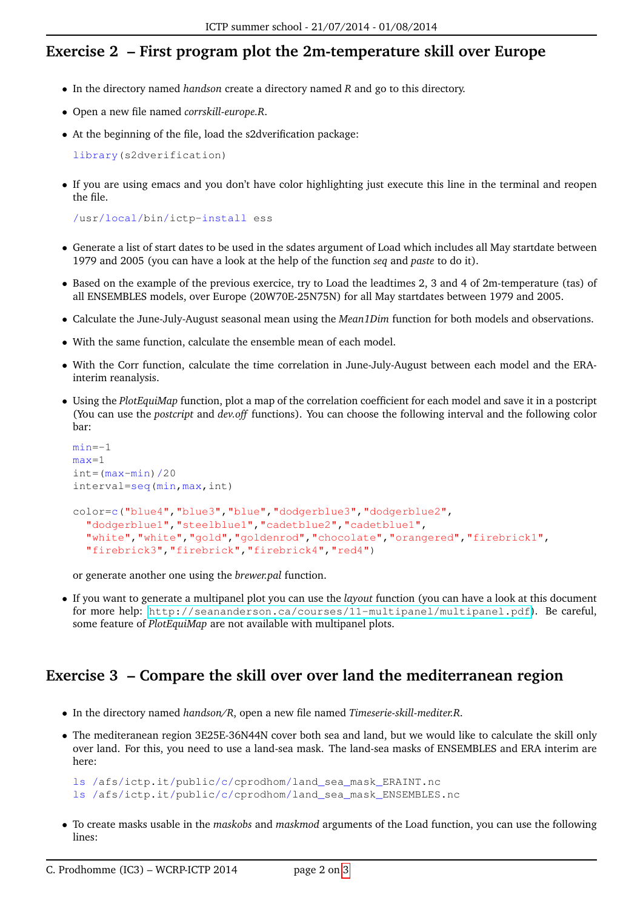## Exercise 2 – First program plot the 2m-temperature skill over Europe

- In the directory named *handson* create a directory named *R* and go to this directory.
- Open a new file named *corrskill-europe.R*.
- At the beginning of the file, load the s2dverification package:

```
library(s2dverification)
```

- If you are using emacs and you don't have color highlighting just execute this line in the terminal and reopen the file.

```
/usr/local/bin/ictp-install ess
```

- Generate a list of start dates to be used in the sdates argument of Load which includes all May startdate between 1979 and 2005 (you can have a look at the help of the function *seq* and *paste* to do it).
- Based on the example of the previous exercice, try to Load the leadtimes 2, 3 and 4 of 2m-temperature (tas) of all ENSEMBLES models, over Europe (20W70E-25N75N) for all May startdates between 1979 and 2005.
- Calculate the June-July-August seasonal mean using the *Mean1Dim* function for both models and observations.
- With the same function, calculate the ensemble mean of each model.
- With the Corr function, calculate the time correlation in June-July-August between each model and the ERA-interim reanalysis.
- Using the *PlotEquiMap* function, plot a map of the correlation coefficient for each model and save it in a postcript (You can use the *postcript* and *dev.off* functions). You can choose the following interval and the following color bar:

```
min=-1
max=1
int=(max-min)/20
interval=seq(min,max,int)

color=c("blue4","blue3","blue","dodgerblue3","dodgerblue2",
  "dodgerblue1","steelblue1","cadetblue2","cadetblue1",
  "white","white","gold","goldenrod","chocolate","orangered","firebrick1",
  "firebrick3","firebrick","firebrick4","red4")
```

or generate another one using the *brewer.pal* function.

- If you want to generate a multipanel plot you can use the *layout* function (you can have a look at this document for more help: http://seananderson.ca/courses/11-multipanel/multipanel.pdf). Be careful, some feature of *PlotEquiMap* are not available with multipanel plots.

## Exercise 3 – Compare the skill over over land the mediterranean region

- In the directory named *handson/R*, open a new file named *Timeserie-skill-mediter.R*.
- The mediteranean region 3E25E-36N44N cover both sea and land, but we would like to calculate the skill only over land. For this, you need to use a land-sea mask. The land-sea masks of ENSEMBLES and ERA interim are here:

```
ls /afs/ictp.it/public/c/cprodhom/land_sea_mask_ERAINT.nc
ls /afs/ictp.it/public/c/cprodhom/land_sea_mask_ENSEMBLES.nc
```

- To create masks usable in the *maskobs* and *maskmod* arguments of the Load function, you can use the following lines: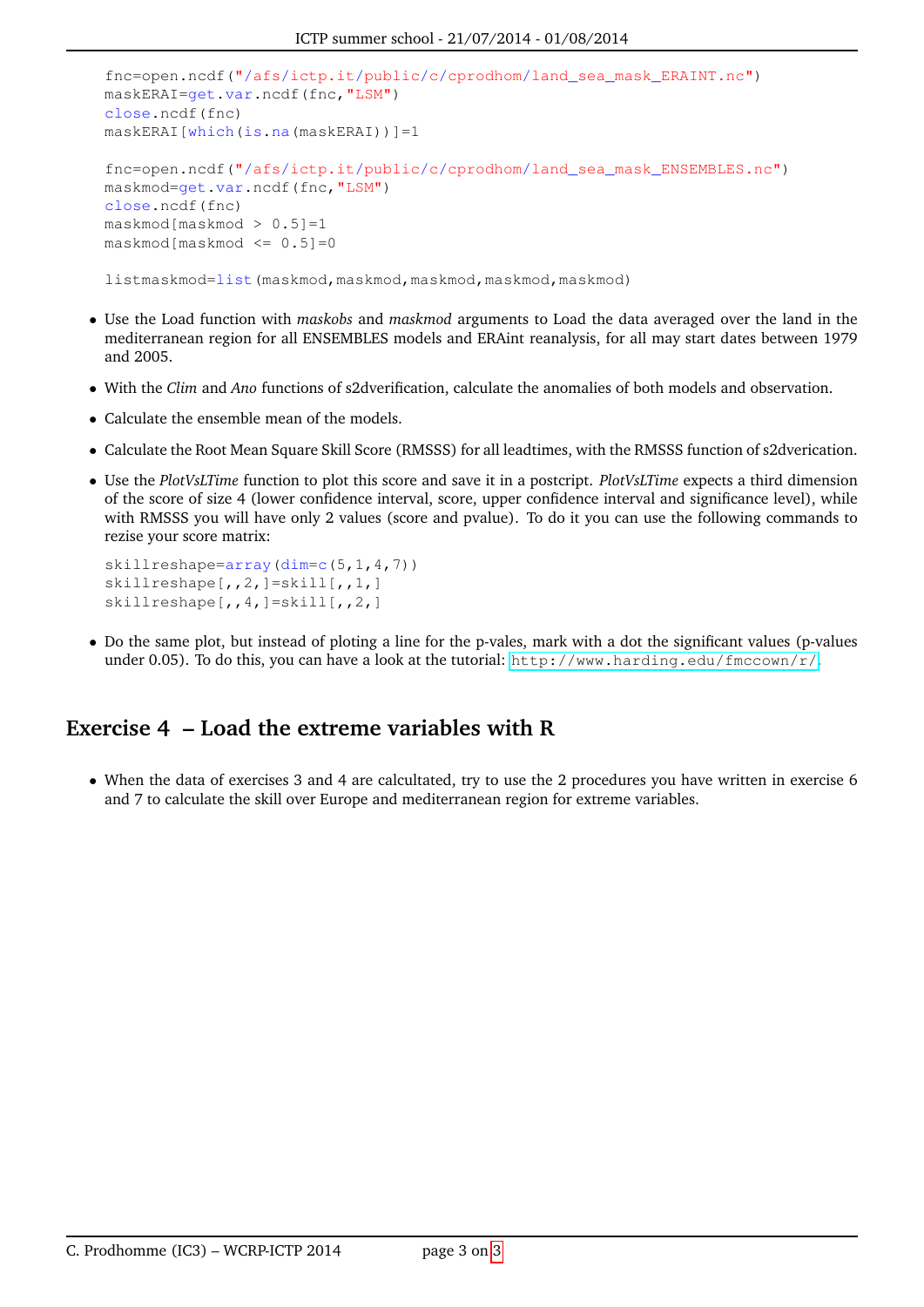```
fnc=open.ncdf("/afs/ictp.it/public/c/cprodhom/land_sea_mask_ERAINT.nc")
maskERAI=get.var.ncdf(fnc,"LSM")
close.ncdf(fnc)
maskERAI[which(is.na(maskERAI))]=1

fnc=open.ncdf("/afs/ictp.it/public/c/cprodhom/land_sea_mask_ENSEMBLES.nc")
maskmod=get.var.ncdf(fnc,"LSM")
close.ncdf(fnc)
maskmod[maskmod > 0.5]=1
maskmod[maskmod <= 0.5]=0

listmaskmod=list(maskmod,maskmod,maskmod,maskmod,maskmod)
```

- Use the Load function with *maskobs* and *maskmod* arguments to Load the data averaged over the land in the mediterranean region for all ENSEMBLES models and ERAint reanalysis, for all may start dates between 1979 and 2005.
- With the *Clim* and *Ano* functions of s2dverification, calculate the anomalies of both models and observation.
- Calculate the ensemble mean of the models.
- Calculate the Root Mean Square Skill Score (RMSSS) for all leadtimes, with the RMSSS function of s2dverication.
- Use the *PlotVsLTime* function to plot this score and save it in a postcript. *PlotVsLTime* expects a third dimension of the score of size 4 (lower confidence interval, score, upper confidence interval and significance level), while with RMSSS you will have only 2 values (score and pvalue). To do it you can use the following commands to rezise your score matrix:

```
skillreshape=array(dim=c(5,1,4,7))
skillreshape[,,2,]=skill[,,1,]
skillreshape[,,4,]=skill[,,2,]
```

- Do the same plot, but instead of ploting a line for the p-vales, mark with a dot the significant values (p-values under 0.05). To do this, you can have a look at the tutorial: http://www.harding.edu/fmccown/r/.

## Exercise 4 – Load the extreme variables with R

- When the data of exercises 3 and 4 are calcultated, try to use the 2 procedures you have written in exercise 6 and 7 to calculate the skill over Europe and mediterranean region for extreme variables.